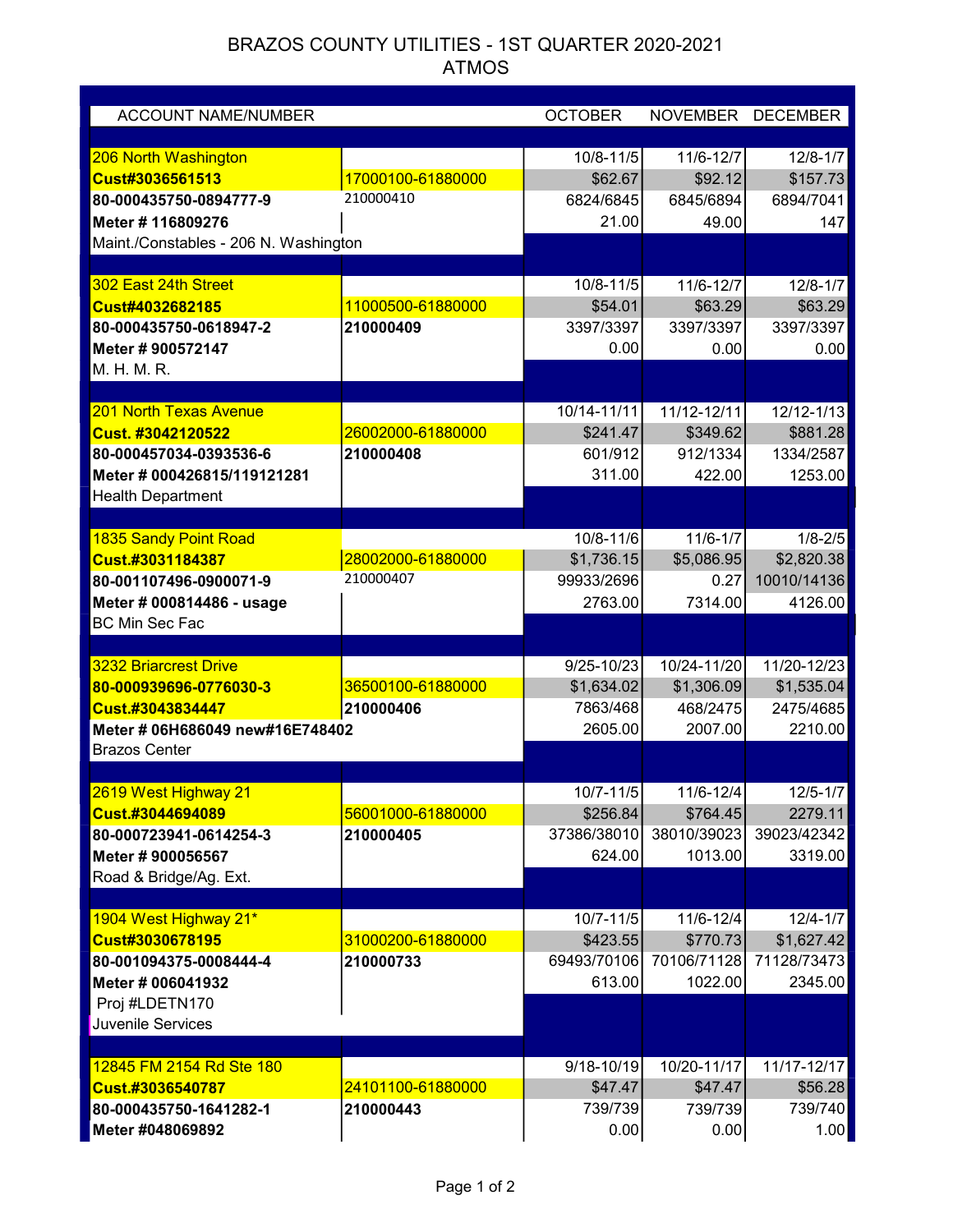# BRAZOS COUNTY UTILITIES - 1ST QUARTER 2020-2021
## ATMOS

| ACCOUNT NAME/NUMBER | | OCTOBER | NOVEMBER | DECEMBER |
|---|---|---|---|---|
| 206 North Washington | | 10/8-11/5 | 11/6-12/7 | 12/8-1/7 |
| Cust#3036561513 | 17000100-61880000 | $62.67 | $92.12 | $157.73 |
| 80-000435750-0894777-9 | 210000410 | 6824/6845 | 6845/6894 | 6894/7041 |
| Meter # 116809276 | | 21.00 | 49.00 | 147 |
| Maint./Constables - 206 N. Washington | | | | |
| 302 East 24th Street | | 10/8-11/5 | 11/6-12/7 | 12/8-1/7 |
| Cust#4032682185 | 11000500-61880000 | $54.01 | $63.29 | $63.29 |
| 80-000435750-0618947-2 | 210000409 | 3397/3397 | 3397/3397 | 3397/3397 |
| Meter # 900572147 | | 0.00 | 0.00 | 0.00 |
| M. H. M. R. | | | | |
| 201 North Texas Avenue | | 10/14-11/11 | 11/12-12/11 | 12/12-1/13 |
| Cust. #3042120522 | 26002000-61880000 | $241.47 | $349.62 | $881.28 |
| 80-000457034-0393536-6 | 210000408 | 601/912 | 912/1334 | 1334/2587 |
| Meter # 000426815/119121281 | | 311.00 | 422.00 | 1253.00 |
| Health Department | | | | |
| 1835 Sandy Point Road | | 10/8-11/6 | 11/6-1/7 | 1/8-2/5 |
| Cust.#3031184387 | 28002000-61880000 | $1,736.15 | $5,086.95 | $2,820.38 |
| 80-001107496-0900071-9 | 210000407 | 99933/2696 | 0.27 | 10010/14136 |
| Meter # 000814486 - usage | | 2763.00 | 7314.00 | 4126.00 |
| BC Min Sec Fac | | | | |
| 3232 Briarcrest Drive | | 9/25-10/23 | 10/24-11/20 | 11/20-12/23 |
| 80-000939696-0776030-3 | 36500100-61880000 | $1,634.02 | $1,306.09 | $1,535.04 |
| Cust.#3043834447 | 210000406 | 7863/468 | 468/2475 | 2475/4685 |
| Meter # 06H686049 new#16E748402 | | 2605.00 | 2007.00 | 2210.00 |
| Brazos Center | | | | |
| 2619 West Highway 21 | | 10/7-11/5 | 11/6-12/4 | 12/5-1/7 |
| Cust.#3044694089 | 56001000-61880000 | $256.84 | $764.45 | 2279.11 |
| 80-000723941-0614254-3 | 210000405 | 37386/38010 | 38010/39023 | 39023/42342 |
| Meter # 900056567 | | 624.00 | 1013.00 | 3319.00 |
| Road & Bridge/Ag. Ext. | | | | |
| 1904 West Highway 21* | | 10/7-11/5 | 11/6-12/4 | 12/4-1/7 |
| Cust#3030678195 | 31000200-61880000 | $423.55 | $770.73 | $1,627.42 |
| 80-001094375-0008444-4 | 210000733 | 69493/70106 | 70106/71128 | 71128/73473 |
| Meter # 006041932 | | 613.00 | 1022.00 | 2345.00 |
| Proj #LDETN170 | | | | |
| Juvenile Services | | | | |
| 12845 FM 2154 Rd Ste 180 | | 9/18-10/19 | 10/20-11/17 | 11/17-12/17 |
| Cust.#3036540787 | 24101100-61880000 | $47.47 | $47.47 | $56.28 |
| 80-000435750-1641282-1 | 210000443 | 739/739 | 739/739 | 739/740 |
| Meter #048069892 | | 0.00 | 0.00 | 1.00 |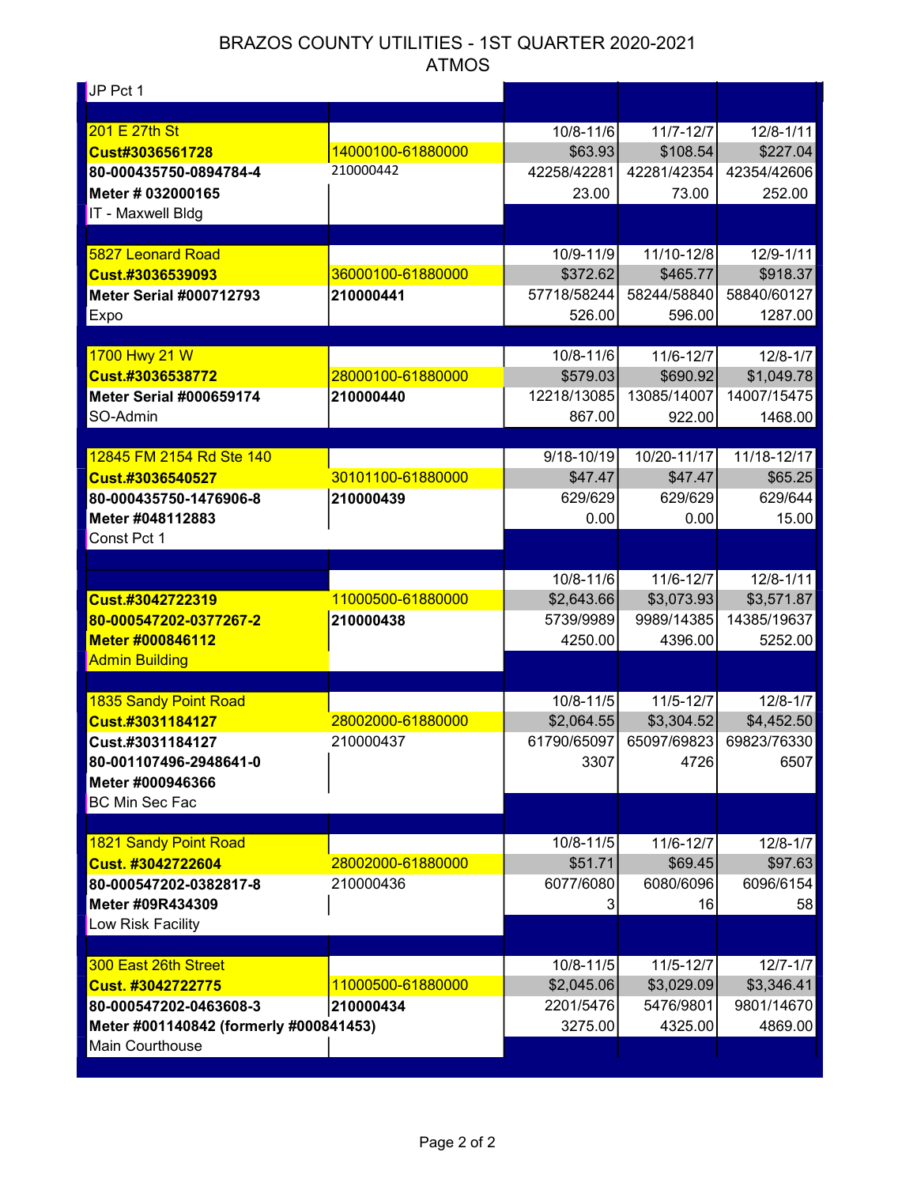# BRAZOS COUNTY UTILITIES - 1ST QUARTER 2020-2021
## ATMOS

| | | | | |
|---|---|---|---|---|
| JP Pct 1 | | | | |
| 201 E 27th St | | 10/8-11/6 | 11/7-12/7 | 12/8-1/11 |
| Cust#3036561728 | 14000100-61880000 | $63.93 | $108.54 | $227.04 |
| 80-000435750-0894784-4 | 210000442 | 42258/42281 | 42281/42354 | 42354/42606 |
| Meter # 032000165 | | 23.00 | 73.00 | 252.00 |
| IT - Maxwell Bldg | | | | |
| 5827 Leonard Road | | 10/9-11/9 | 11/10-12/8 | 12/9-1/11 |
| Cust.#3036539093 | 36000100-61880000 | $372.62 | $465.77 | $918.37 |
| Meter Serial #000712793 | 210000441 | 57718/58244 | 58244/58840 | 58840/60127 |
| Expo | | 526.00 | 596.00 | 1287.00 |
| 1700 Hwy 21 W | | 10/8-11/6 | 11/6-12/7 | 12/8-1/7 |
| Cust.#3036538772 | 28000100-61880000 | $579.03 | $690.92 | $1,049.78 |
| Meter Serial #000659174 | 210000440 | 12218/13085 | 13085/14007 | 14007/15475 |
| SO-Admin | | 867.00 | 922.00 | 1468.00 |
| 12845 FM 2154 Rd Ste 140 | | 9/18-10/19 | 10/20-11/17 | 11/18-12/17 |
| Cust.#3036540527 | 30101100-61880000 | $47.47 | $47.47 | $65.25 |
| 80-000435750-1476906-8 | 210000439 | 629/629 | 629/629 | 629/644 |
| Meter #048112883 | | 0.00 | 0.00 | 15.00 |
| Const Pct 1 | | | | |
| | | 10/8-11/6 | 11/6-12/7 | 12/8-1/11 |
| Cust.#3042722319 | 11000500-61880000 | $2,643.66 | $3,073.93 | $3,571.87 |
| 80-000547202-0377267-2 | 210000438 | 5739/9989 | 9989/14385 | 14385/19637 |
| Meter #000846112 | | 4250.00 | 4396.00 | 5252.00 |
| Admin Building | | | | |
| 1835 Sandy Point Road | | 10/8-11/5 | 11/5-12/7 | 12/8-1/7 |
| Cust.#3031184127 | 28002000-61880000 | $2,064.55 | $3,304.52 | $4,452.50 |
| Cust.#3031184127 | 210000437 | 61790/65097 | 65097/69823 | 69823/76330 |
| 80-001107496-2948641-0 | | 3307 | 4726 | 6507 |
| Meter #000946366 | | | | |
| BC Min Sec Fac | | | | |
| 1821 Sandy Point Road | | 10/8-11/5 | 11/6-12/7 | 12/8-1/7 |
| Cust. #3042722604 | 28002000-61880000 | $51.71 | $69.45 | $97.63 |
| 80-000547202-0382817-8 | 210000436 | 6077/6080 | 6080/6096 | 6096/6154 |
| Meter #09R434309 | | 3 | 16 | 58 |
| Low Risk Facility | | | | |
| 300 East 26th Street | | 10/8-11/5 | 11/5-12/7 | 12/7-1/7 |
| Cust. #3042722775 | 11000500-61880000 | $2,045.06 | $3,029.09 | $3,346.41 |
| 80-000547202-0463608-3 | 210000434 | 2201/5476 | 5476/9801 | 9801/14670 |
| Meter #001140842 (formerly #000841453) | | 3275.00 | 4325.00 | 4869.00 |
| Main Courthouse | | | | |